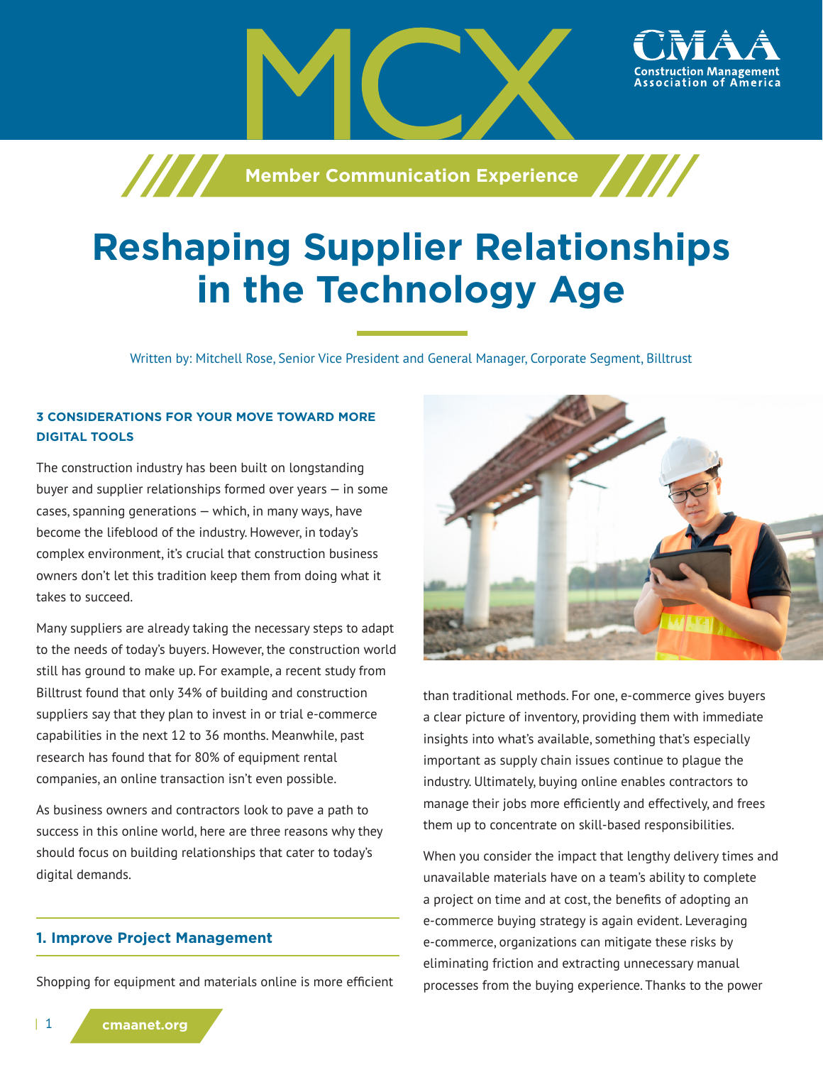# Reshaping Supplier Relationships in the Technology Age

Written by: Mitchell Rose, Senior Vice President and General Manager, Corporate Segment, Billtrust

### 3 CONSIDERATIONS FOR YOUR MOVE TOWARD MORE DIGITAL TOOLS

The construction industry has been built on longstanding buyer and supplier relationships formed over years — in some cases, spanning generations — which, in many ways, have become the lifeblood of the industry. However, in today's complex environment, it's crucial that construction business owners don't let this tradition keep them from doing what it takes to succeed.

Many suppliers are already taking the necessary steps to adapt to the needs of today's buyers. However, the construction world still has ground to make up. For example, a recent study from Billtrust found that only 34% of building and construction suppliers say that they plan to invest in or trial e-commerce capabilities in the next 12 to 36 months. Meanwhile, past research has found that for 80% of equipment rental companies, an online transaction isn't even possible.

As business owners and contractors look to pave a path to success in this online world, here are three reasons why they should focus on building relationships that cater to today's digital demands.

## 1. Improve Project Management

Shopping for equipment and materials online is more efficient than traditional methods. For one, e-commerce gives buyers a clear picture of inventory, providing them with immediate insights into what's available, something that's especially important as supply chain issues continue to plague the industry. Ultimately, buying online enables contractors to manage their jobs more efficiently and effectively, and frees them up to concentrate on skill-based responsibilities.

When you consider the impact that lengthy delivery times and unavailable materials have on a team's ability to complete a project on time and at cost, the benefits of adopting an e-commerce buying strategy is again evident. Leveraging e-commerce, organizations can mitigate these risks by eliminating friction and extracting unnecessary manual processes from the buying experience. Thanks to the power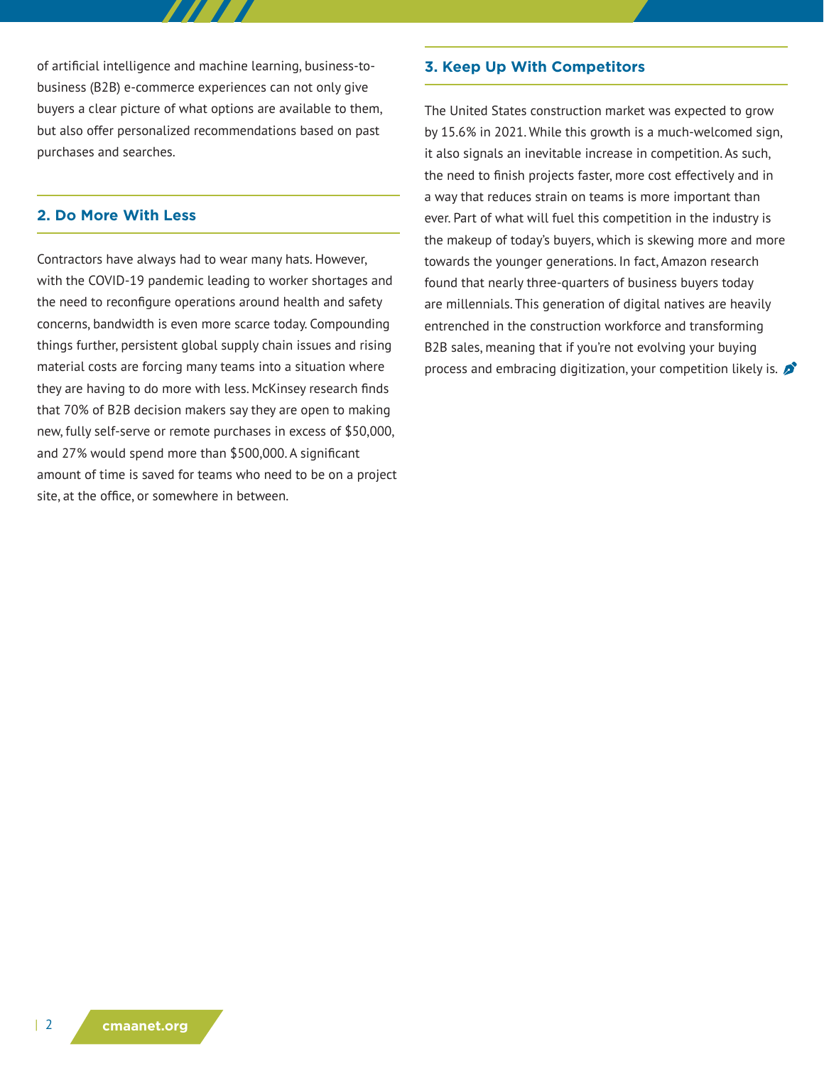of artificial intelligence and machine learning, business-to-business (B2B) e-commerce experiences can not only give buyers a clear picture of what options are available to them, but also offer personalized recommendations based on past purchases and searches.

## 2. Do More With Less

Contractors have always had to wear many hats. However, with the COVID-19 pandemic leading to worker shortages and the need to reconfigure operations around health and safety concerns, bandwidth is even more scarce today. Compounding things further, persistent global supply chain issues and rising material costs are forcing many teams into a situation where they are having to do more with less. McKinsey research finds that 70% of B2B decision makers say they are open to making new, fully self-serve or remote purchases in excess of $50,000, and 27% would spend more than $500,000. A significant amount of time is saved for teams who need to be on a project site, at the office, or somewhere in between.

## 3. Keep Up With Competitors

The United States construction market was expected to grow by 15.6% in 2021. While this growth is a much-welcomed sign, it also signals an inevitable increase in competition. As such, the need to finish projects faster, more cost effectively and in a way that reduces strain on teams is more important than ever. Part of what will fuel this competition in the industry is the makeup of today's buyers, which is skewing more and more towards the younger generations. In fact, Amazon research found that nearly three-quarters of business buyers today are millennials. This generation of digital natives are heavily entrenched in the construction workforce and transforming B2B sales, meaning that if you're not evolving your buying process and embracing digitization, your competition likely is.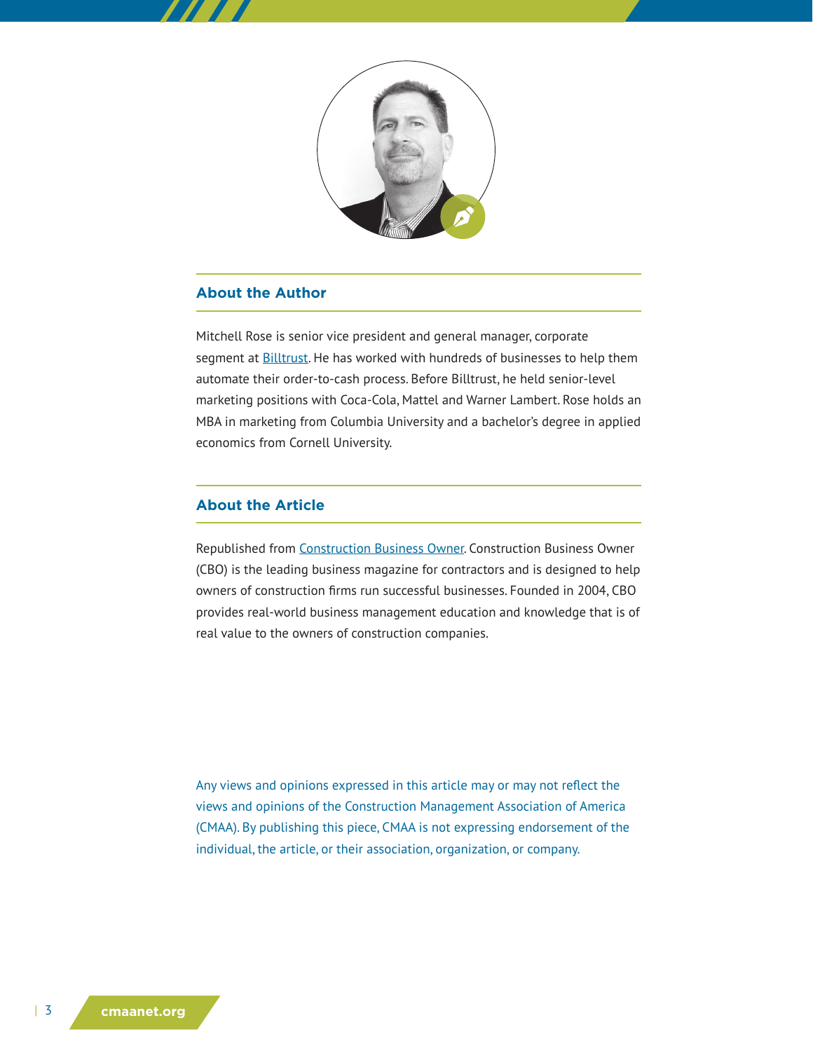## About the Author

Mitchell Rose is senior vice president and general manager, corporate segment at Billtrust. He has worked with hundreds of businesses to help them automate their order-to-cash process. Before Billtrust, he held senior-level marketing positions with Coca-Cola, Mattel and Warner Lambert. Rose holds an MBA in marketing from Columbia University and a bachelor's degree in applied economics from Cornell University.

## About the Article

Republished from Construction Business Owner. Construction Business Owner (CBO) is the leading business magazine for contractors and is designed to help owners of construction firms run successful businesses. Founded in 2004, CBO provides real-world business management education and knowledge that is of real value to the owners of construction companies.

Any views and opinions expressed in this article may or may not reflect the views and opinions of the Construction Management Association of America (CMAA). By publishing this piece, CMAA is not expressing endorsement of the individual, the article, or their association, organization, or company.